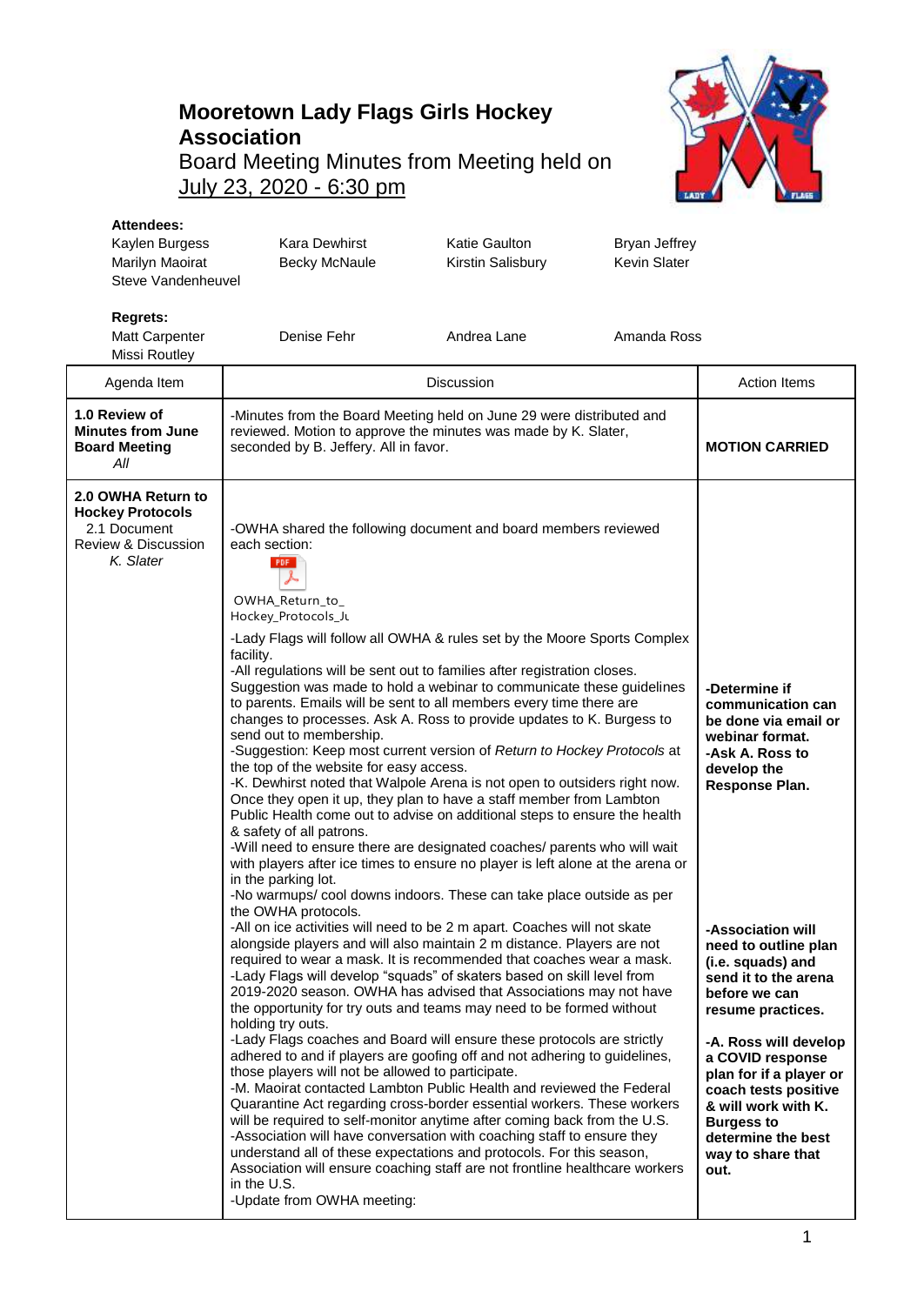# Mooretown Lady Flags Girls Hockey Association

Board Meeting Minutes from Meeting held on
July 23, 2020 - 6:30 pm

**Attendees:**

| | | | |
|---|---|---|---|
| Kaylen Burgess | Kara Dewhirst | Katie Gaulton | Bryan Jeffrey |
| Marilyn Maoirat | Becky McNaule | Kirstin Salisbury | Kevin Slater |
| Steve Vandenheuvel | | | |

**Regrets:**

| | | | |
|---|---|---|---|
| Matt Carpenter | Denise Fehr | Andrea Lane | Amanda Ross |
| Missi Routley | | | |

| Agenda Item | Discussion | Action Items |
|---|---|---|
| **1.0 Review of Minutes from June Board Meeting** *All* | -Minutes from the Board Meeting held on June 29 were distributed and reviewed. Motion to approve the minutes was made by K. Slater, seconded by B. Jeffery. All in favor. | **MOTION CARRIED** |
| **2.0 OWHA Return to Hockey Protocols** 2.1 Document Review & Discussion *K. Slater* | -OWHA shared the following document and board members reviewed each section:<br>OWHA_Return_to_Hockey_Protocols_Ju<br>-Lady Flags will follow all OWHA & rules set by the Moore Sports Complex facility.<br>-All regulations will be sent out to families after registration closes. Suggestion was made to hold a webinar to communicate these guidelines to parents. Emails will be sent to all members every time there are changes to processes. Ask A. Ross to provide updates to K. Burgess to send out to membership.<br>-Suggestion: Keep most current version of *Return to Hockey Protocols* at the top of the website for easy access.<br>-K. Dewhirst noted that Walpole Arena is not open to outsiders right now. Once they open it up, they plan to have a staff member from Lambton Public Health come out to advise on additional steps to ensure the health & safety of all patrons.<br>-Will need to ensure there are designated coaches/ parents who will wait with players after ice times to ensure no player is left alone at the arena or in the parking lot.<br>-No warmups/ cool downs indoors. These can take place outside as per the OWHA protocols.<br>-All on ice activities will need to be 2 m apart. Coaches will not skate alongside players and will also maintain 2 m distance. Players are not required to wear a mask. It is recommended that coaches wear a mask.<br>-Lady Flags will develop "squads" of skaters based on skill level from 2019-2020 season. OWHA has advised that Associations may not have the opportunity for try outs and teams may need to be formed without holding try outs.<br>-Lady Flags coaches and Board will ensure these protocols are strictly adhered to and if players are goofing off and not adhering to guidelines, those players will not be allowed to participate.<br>-M. Maoirat contacted Lambton Public Health and reviewed the Federal Quarantine Act regarding cross-border essential workers. These workers will be required to self-monitor anytime after coming back from the U.S.<br>-Association will have conversation with coaching staff to ensure they understand all of these expectations and protocols. For this season, Association will ensure coaching staff are not frontline healthcare workers in the U.S.<br>-Update from OWHA meeting: | **-Determine if communication can be done via email or webinar format.**<br>**-Ask A. Ross to develop the Response Plan.**<br><br>**-Association will need to outline plan (i.e. squads) and send it to the arena before we can resume practices.**<br><br>**-A. Ross will develop a COVID response plan for if a player or coach tests positive & will work with K. Burgess to determine the best way to share that out.** |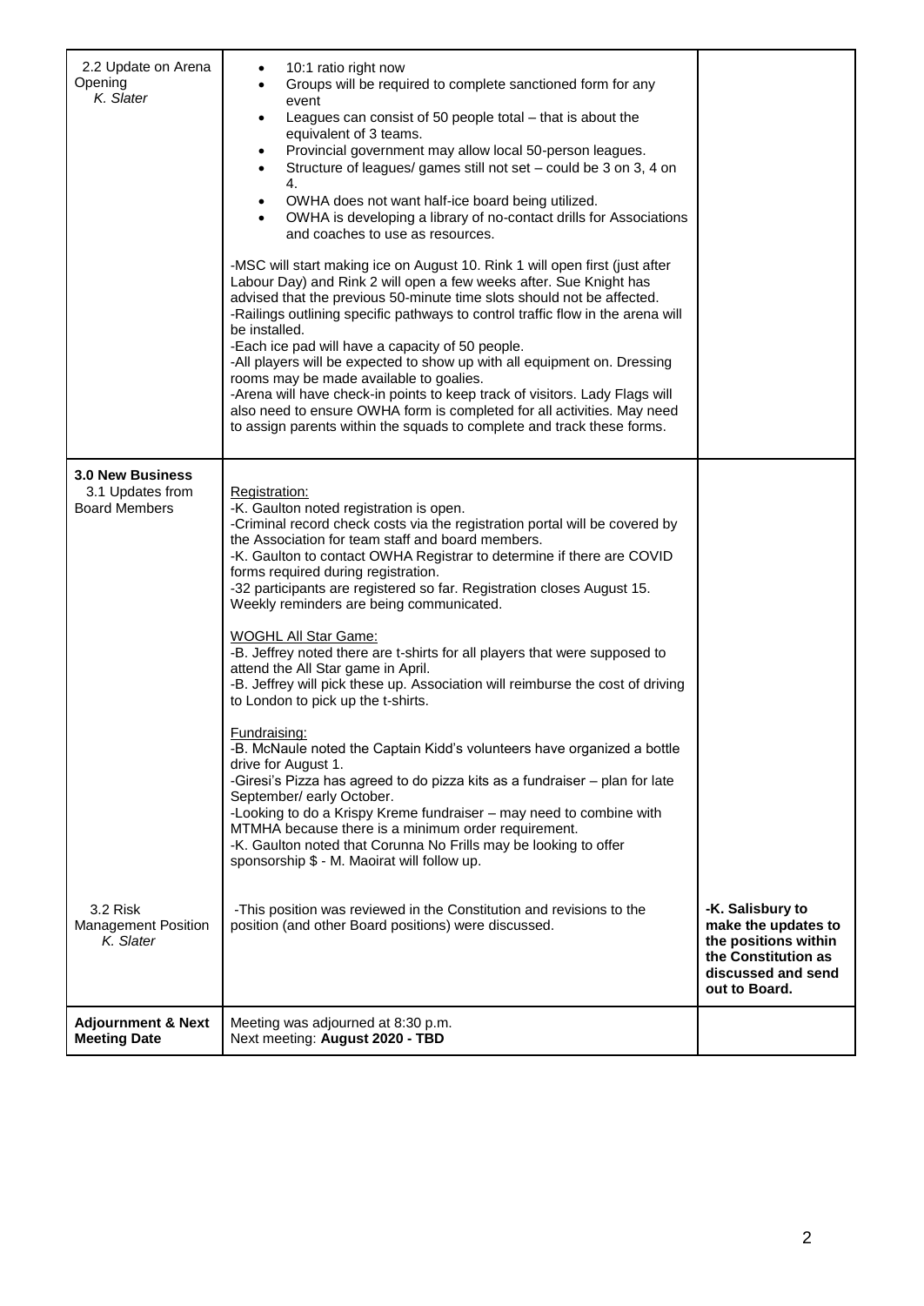| | | |
|---|---|---|
| 2.2 Update on Arena Opening<br>*K. Slater* | • 10:1 ratio right now<br>• Groups will be required to complete sanctioned form for any event<br>• Leagues can consist of 50 people total – that is about the equivalent of 3 teams.<br>• Provincial government may allow local 50-person leagues.<br>• Structure of leagues/ games still not set – could be 3 on 3, 4 on 4.<br>• OWHA does not want half-ice board being utilized.<br>• OWHA is developing a library of no-contact drills for Associations and coaches to use as resources.<br><br>-MSC will start making ice on August 10. Rink 1 will open first (just after Labour Day) and Rink 2 will open a few weeks after. Sue Knight has advised that the previous 50-minute time slots should not be affected.<br>-Railings outlining specific pathways to control traffic flow in the arena will be installed.<br>-Each ice pad will have a capacity of 50 people.<br>-All players will be expected to show up with all equipment on. Dressing rooms may be made available to goalies.<br>-Arena will have check-in points to keep track of visitors. Lady Flags will also need to ensure OWHA form is completed for all activities. May need to assign parents within the squads to complete and track these forms. | |
| **3.0 New Business**<br>3.1 Updates from Board Members | Registration:<br>-K. Gaulton noted registration is open.<br>-Criminal record check costs via the registration portal will be covered by the Association for team staff and board members.<br>-K. Gaulton to contact OWHA Registrar to determine if there are COVID forms required during registration.<br>-32 participants are registered so far. Registration closes August 15. Weekly reminders are being communicated.<br><br>WOGHL All Star Game:<br>-B. Jeffrey noted there are t-shirts for all players that were supposed to attend the All Star game in April.<br>-B. Jeffrey will pick these up. Association will reimburse the cost of driving to London to pick up the t-shirts.<br><br>Fundraising:<br>-B. McNaule noted the Captain Kidd's volunteers have organized a bottle drive for August 1.<br>-Giresi's Pizza has agreed to do pizza kits as a fundraiser – plan for late September/ early October.<br>-Looking to do a Krispy Kreme fundraiser – may need to combine with MTMHA because there is a minimum order requirement.<br>-K. Gaulton noted that Corunna No Frills may be looking to offer sponsorship $ - M. Maoirat will follow up. | |
| 3.2 Risk Management Position<br>*K. Slater* | -This position was reviewed in the Constitution and revisions to the position (and other Board positions) were discussed. | **-K. Salisbury to make the updates to the positions within the Constitution as discussed and send out to Board.** |
| **Adjournment & Next Meeting Date** | Meeting was adjourned at 8:30 p.m.<br>Next meeting: **August 2020 - TBD** | |